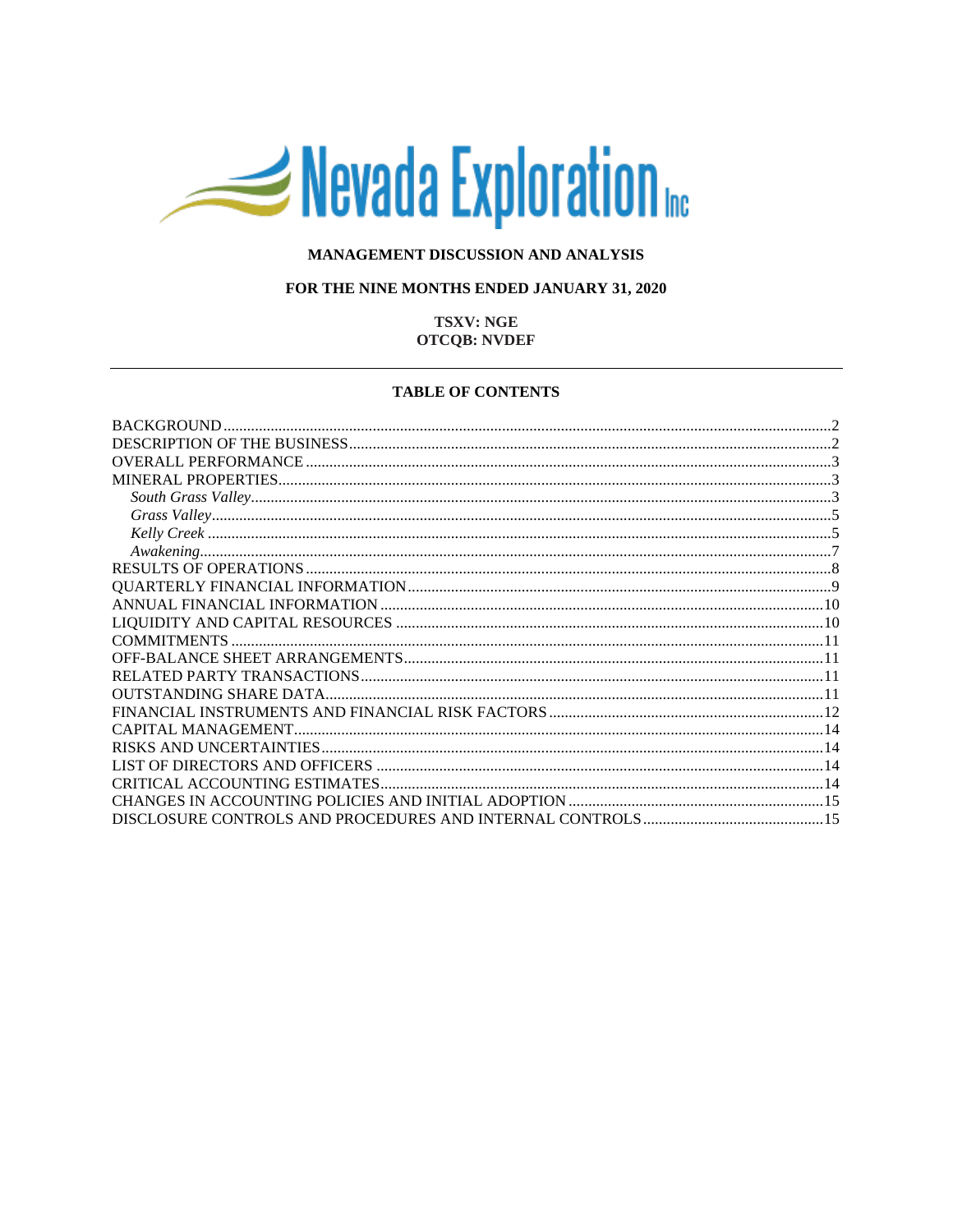# Nevada Exploration Inc

## MANAGEMENT DISCUSSION AND ANALYSIS

## FOR THE NINE MONTHS ENDED JANUARY 31, 2020

**TSXV: NGE**
**OTCQB: NVDEF**

---

### TABLE OF CONTENTS

| | |
|---|---|
| BACKGROUND | 2 |
| DESCRIPTION OF THE BUSINESS | 2 |
| OVERALL PERFORMANCE | 3 |
| MINERAL PROPERTIES | 3 |
| *South Grass Valley* | 3 |
| *Grass Valley* | 5 |
| *Kelly Creek* | 5 |
| *Awakening* | 7 |
| RESULTS OF OPERATIONS | 8 |
| QUARTERLY FINANCIAL INFORMATION | 9 |
| ANNUAL FINANCIAL INFORMATION | 10 |
| LIQUIDITY AND CAPITAL RESOURCES | 10 |
| COMMITMENTS | 11 |
| OFF-BALANCE SHEET ARRANGEMENTS | 11 |
| RELATED PARTY TRANSACTIONS | 11 |
| OUTSTANDING SHARE DATA | 11 |
| FINANCIAL INSTRUMENTS AND FINANCIAL RISK FACTORS | 12 |
| CAPITAL MANAGEMENT | 14 |
| RISKS AND UNCERTAINTIES | 14 |
| LIST OF DIRECTORS AND OFFICERS | 14 |
| CRITICAL ACCOUNTING ESTIMATES | 14 |
| CHANGES IN ACCOUNTING POLICIES AND INITIAL ADOPTION | 15 |
| DISCLOSURE CONTROLS AND PROCEDURES AND INTERNAL CONTROLS | 15 |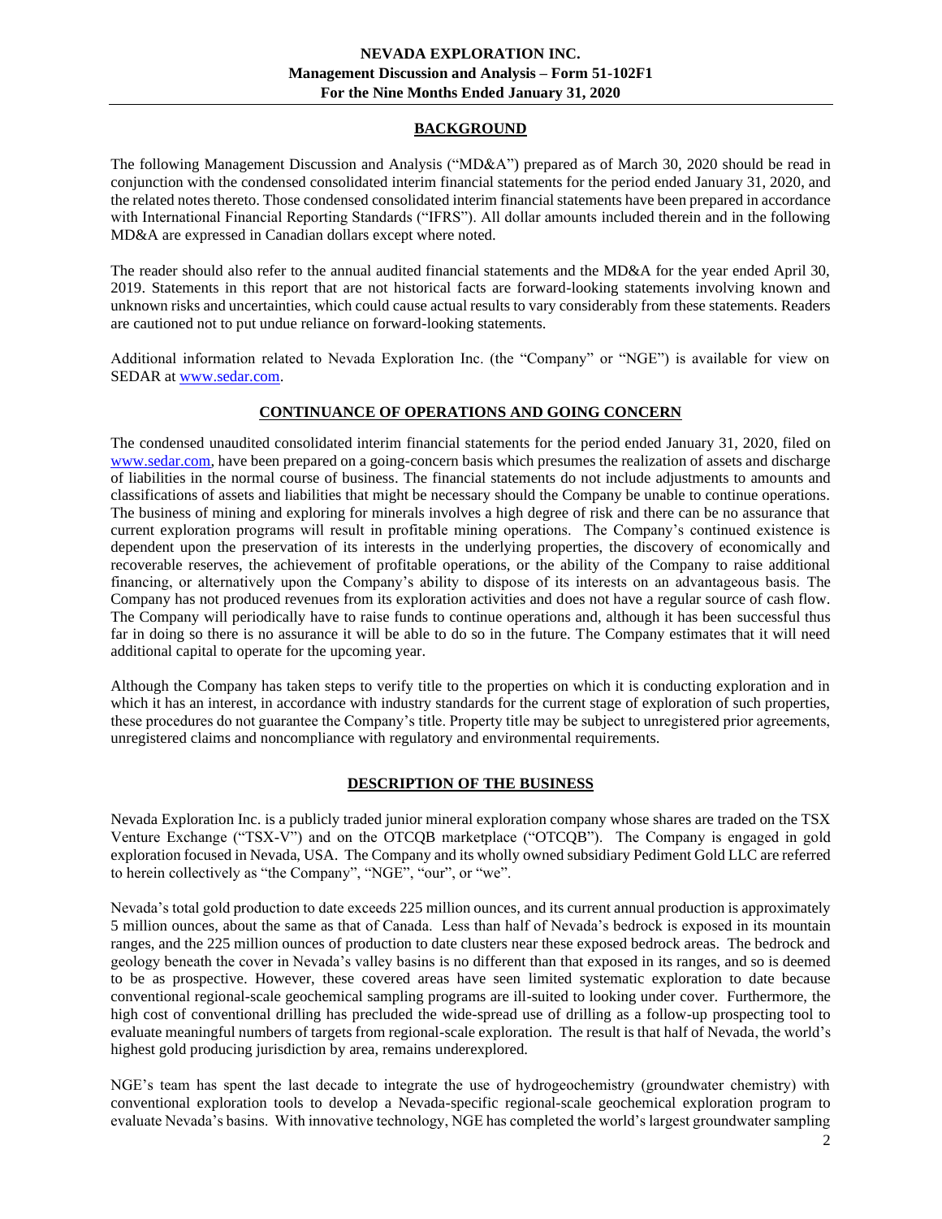## BACKGROUND

The following Management Discussion and Analysis ("MD&A") prepared as of March 30, 2020 should be read in conjunction with the condensed consolidated interim financial statements for the period ended January 31, 2020, and the related notes thereto. Those condensed consolidated interim financial statements have been prepared in accordance with International Financial Reporting Standards ("IFRS"). All dollar amounts included therein and in the following MD&A are expressed in Canadian dollars except where noted.

The reader should also refer to the annual audited financial statements and the MD&A for the year ended April 30, 2019. Statements in this report that are not historical facts are forward-looking statements involving known and unknown risks and uncertainties, which could cause actual results to vary considerably from these statements. Readers are cautioned not to put undue reliance on forward-looking statements.

Additional information related to Nevada Exploration Inc. (the "Company" or "NGE") is available for view on SEDAR at www.sedar.com.

## CONTINUANCE OF OPERATIONS AND GOING CONCERN

The condensed unaudited consolidated interim financial statements for the period ended January 31, 2020, filed on www.sedar.com, have been prepared on a going-concern basis which presumes the realization of assets and discharge of liabilities in the normal course of business. The financial statements do not include adjustments to amounts and classifications of assets and liabilities that might be necessary should the Company be unable to continue operations. The business of mining and exploring for minerals involves a high degree of risk and there can be no assurance that current exploration programs will result in profitable mining operations. The Company's continued existence is dependent upon the preservation of its interests in the underlying properties, the discovery of economically and recoverable reserves, the achievement of profitable operations, or the ability of the Company to raise additional financing, or alternatively upon the Company's ability to dispose of its interests on an advantageous basis. The Company has not produced revenues from its exploration activities and does not have a regular source of cash flow. The Company will periodically have to raise funds to continue operations and, although it has been successful thus far in doing so there is no assurance it will be able to do so in the future. The Company estimates that it will need additional capital to operate for the upcoming year.

Although the Company has taken steps to verify title to the properties on which it is conducting exploration and in which it has an interest, in accordance with industry standards for the current stage of exploration of such properties, these procedures do not guarantee the Company's title. Property title may be subject to unregistered prior agreements, unregistered claims and noncompliance with regulatory and environmental requirements.

## DESCRIPTION OF THE BUSINESS

Nevada Exploration Inc. is a publicly traded junior mineral exploration company whose shares are traded on the TSX Venture Exchange ("TSX-V") and on the OTCQB marketplace ("OTCQB"). The Company is engaged in gold exploration focused in Nevada, USA. The Company and its wholly owned subsidiary Pediment Gold LLC are referred to herein collectively as "the Company", "NGE", "our", or "we".

Nevada's total gold production to date exceeds 225 million ounces, and its current annual production is approximately 5 million ounces, about the same as that of Canada. Less than half of Nevada's bedrock is exposed in its mountain ranges, and the 225 million ounces of production to date clusters near these exposed bedrock areas. The bedrock and geology beneath the cover in Nevada's valley basins is no different than that exposed in its ranges, and so is deemed to be as prospective. However, these covered areas have seen limited systematic exploration to date because conventional regional-scale geochemical sampling programs are ill-suited to looking under cover. Furthermore, the high cost of conventional drilling has precluded the wide-spread use of drilling as a follow-up prospecting tool to evaluate meaningful numbers of targets from regional-scale exploration. The result is that half of Nevada, the world's highest gold producing jurisdiction by area, remains underexplored.

NGE's team has spent the last decade to integrate the use of hydrogeochemistry (groundwater chemistry) with conventional exploration tools to develop a Nevada-specific regional-scale geochemical exploration program to evaluate Nevada's basins. With innovative technology, NGE has completed the world's largest groundwater sampling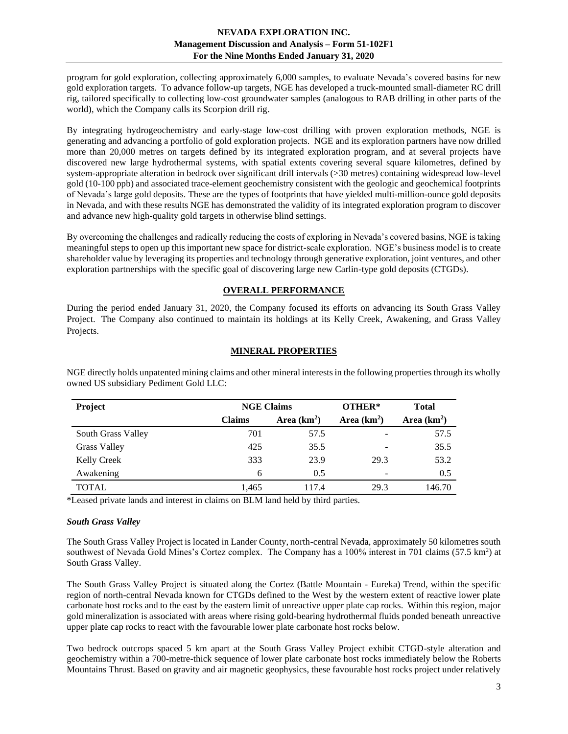program for gold exploration, collecting approximately 6,000 samples, to evaluate Nevada's covered basins for new gold exploration targets. To advance follow-up targets, NGE has developed a truck-mounted small-diameter RC drill rig, tailored specifically to collecting low-cost groundwater samples (analogous to RAB drilling in other parts of the world), which the Company calls its Scorpion drill rig.

By integrating hydrogeochemistry and early-stage low-cost drilling with proven exploration methods, NGE is generating and advancing a portfolio of gold exploration projects. NGE and its exploration partners have now drilled more than 20,000 metres on targets defined by its integrated exploration program, and at several projects have discovered new large hydrothermal systems, with spatial extents covering several square kilometres, defined by system-appropriate alteration in bedrock over significant drill intervals (>30 metres) containing widespread low-level gold (10-100 ppb) and associated trace-element geochemistry consistent with the geologic and geochemical footprints of Nevada's large gold deposits. These are the types of footprints that have yielded multi-million-ounce gold deposits in Nevada, and with these results NGE has demonstrated the validity of its integrated exploration program to discover and advance new high-quality gold targets in otherwise blind settings.

By overcoming the challenges and radically reducing the costs of exploring in Nevada's covered basins, NGE is taking meaningful steps to open up this important new space for district-scale exploration. NGE's business model is to create shareholder value by leveraging its properties and technology through generative exploration, joint ventures, and other exploration partnerships with the specific goal of discovering large new Carlin-type gold deposits (CTGDs).

## OVERALL PERFORMANCE

During the period ended January 31, 2020, the Company focused its efforts on advancing its South Grass Valley Project. The Company also continued to maintain its holdings at its Kelly Creek, Awakening, and Grass Valley Projects.

## MINERAL PROPERTIES

NGE directly holds unpatented mining claims and other mineral interests in the following properties through its wholly owned US subsidiary Pediment Gold LLC:

| Project | NGE Claims | | OTHER* | Total |
|---|---|---|---|---|
| | Claims | Area ($km^2$) | Area ($km^2$) | Area ($km^2$) |
| South Grass Valley | 701 | 57.5 | - | 57.5 |
| Grass Valley | 425 | 35.5 | - | 35.5 |
| Kelly Creek | 333 | 23.9 | 29.3 | 53.2 |
| Awakening | 6 | 0.5 | - | 0.5 |
| TOTAL | 1,465 | 117.4 | 29.3 | 146.70 |

*Leased private lands and interest in claims on BLM land held by third parties.

### *South Grass Valley*

The South Grass Valley Project is located in Lander County, north-central Nevada, approximately 50 kilometres south southwest of Nevada Gold Mines's Cortez complex. The Company has a 100% interest in 701 claims (57.5 $km^2$) at South Grass Valley.

The South Grass Valley Project is situated along the Cortez (Battle Mountain - Eureka) Trend, within the specific region of north-central Nevada known for CTGDs defined to the West by the western extent of reactive lower plate carbonate host rocks and to the east by the eastern limit of unreactive upper plate cap rocks. Within this region, major gold mineralization is associated with areas where rising gold-bearing hydrothermal fluids ponded beneath unreactive upper plate cap rocks to react with the favourable lower plate carbonate host rocks below.

Two bedrock outcrops spaced 5 km apart at the South Grass Valley Project exhibit CTGD-style alteration and geochemistry within a 700-metre-thick sequence of lower plate carbonate host rocks immediately below the Roberts Mountains Thrust. Based on gravity and air magnetic geophysics, these favourable host rocks project under relatively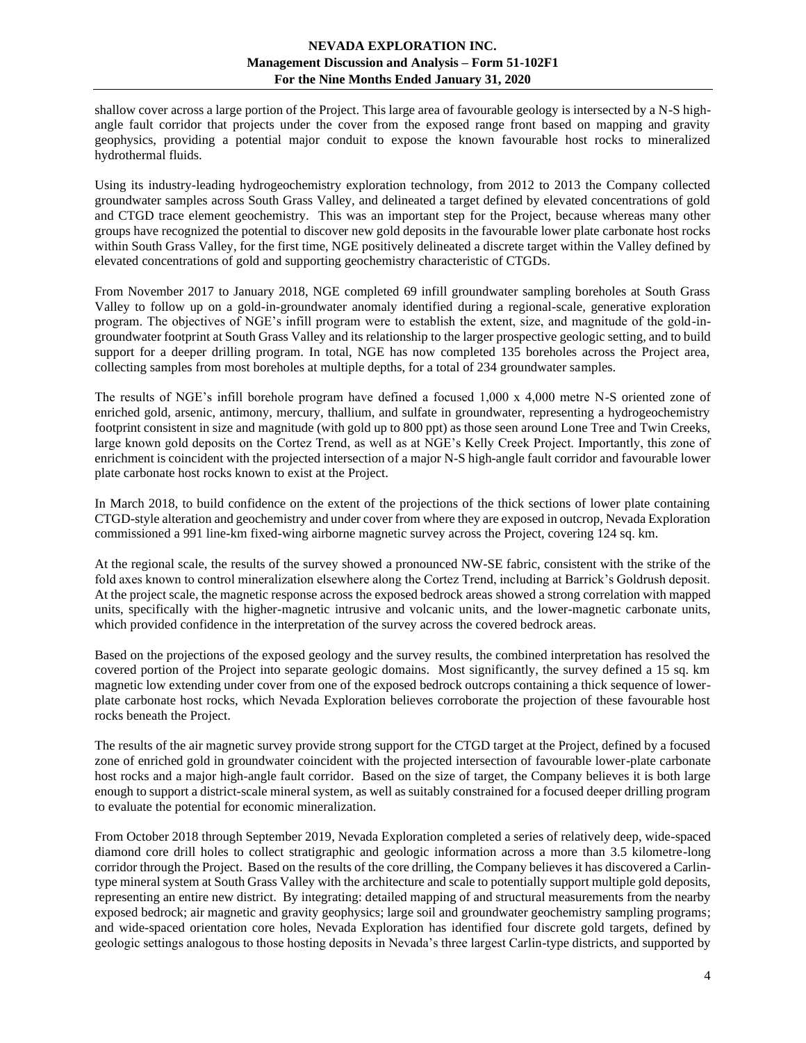shallow cover across a large portion of the Project. This large area of favourable geology is intersected by a N-S high-angle fault corridor that projects under the cover from the exposed range front based on mapping and gravity geophysics, providing a potential major conduit to expose the known favourable host rocks to mineralized hydrothermal fluids.

Using its industry-leading hydrogeochemistry exploration technology, from 2012 to 2013 the Company collected groundwater samples across South Grass Valley, and delineated a target defined by elevated concentrations of gold and CTGD trace element geochemistry. This was an important step for the Project, because whereas many other groups have recognized the potential to discover new gold deposits in the favourable lower plate carbonate host rocks within South Grass Valley, for the first time, NGE positively delineated a discrete target within the Valley defined by elevated concentrations of gold and supporting geochemistry characteristic of CTGDs.

From November 2017 to January 2018, NGE completed 69 infill groundwater sampling boreholes at South Grass Valley to follow up on a gold-in-groundwater anomaly identified during a regional-scale, generative exploration program. The objectives of NGE's infill program were to establish the extent, size, and magnitude of the gold-in-groundwater footprint at South Grass Valley and its relationship to the larger prospective geologic setting, and to build support for a deeper drilling program. In total, NGE has now completed 135 boreholes across the Project area, collecting samples from most boreholes at multiple depths, for a total of 234 groundwater samples.

The results of NGE's infill borehole program have defined a focused 1,000 x 4,000 metre N-S oriented zone of enriched gold, arsenic, antimony, mercury, thallium, and sulfate in groundwater, representing a hydrogeochemistry footprint consistent in size and magnitude (with gold up to 800 ppt) as those seen around Lone Tree and Twin Creeks, large known gold deposits on the Cortez Trend, as well as at NGE's Kelly Creek Project. Importantly, this zone of enrichment is coincident with the projected intersection of a major N-S high-angle fault corridor and favourable lower plate carbonate host rocks known to exist at the Project.

In March 2018, to build confidence on the extent of the projections of the thick sections of lower plate containing CTGD-style alteration and geochemistry and under cover from where they are exposed in outcrop, Nevada Exploration commissioned a 991 line-km fixed-wing airborne magnetic survey across the Project, covering 124 sq. km.

At the regional scale, the results of the survey showed a pronounced NW-SE fabric, consistent with the strike of the fold axes known to control mineralization elsewhere along the Cortez Trend, including at Barrick's Goldrush deposit. At the project scale, the magnetic response across the exposed bedrock areas showed a strong correlation with mapped units, specifically with the higher-magnetic intrusive and volcanic units, and the lower-magnetic carbonate units, which provided confidence in the interpretation of the survey across the covered bedrock areas.

Based on the projections of the exposed geology and the survey results, the combined interpretation has resolved the covered portion of the Project into separate geologic domains. Most significantly, the survey defined a 15 sq. km magnetic low extending under cover from one of the exposed bedrock outcrops containing a thick sequence of lower-plate carbonate host rocks, which Nevada Exploration believes corroborate the projection of these favourable host rocks beneath the Project.

The results of the air magnetic survey provide strong support for the CTGD target at the Project, defined by a focused zone of enriched gold in groundwater coincident with the projected intersection of favourable lower-plate carbonate host rocks and a major high-angle fault corridor. Based on the size of target, the Company believes it is both large enough to support a district-scale mineral system, as well as suitably constrained for a focused deeper drilling program to evaluate the potential for economic mineralization.

From October 2018 through September 2019, Nevada Exploration completed a series of relatively deep, wide-spaced diamond core drill holes to collect stratigraphic and geologic information across a more than 3.5 kilometre-long corridor through the Project. Based on the results of the core drilling, the Company believes it has discovered a Carlin-type mineral system at South Grass Valley with the architecture and scale to potentially support multiple gold deposits, representing an entire new district. By integrating: detailed mapping of and structural measurements from the nearby exposed bedrock; air magnetic and gravity geophysics; large soil and groundwater geochemistry sampling programs; and wide-spaced orientation core holes, Nevada Exploration has identified four discrete gold targets, defined by geologic settings analogous to those hosting deposits in Nevada's three largest Carlin-type districts, and supported by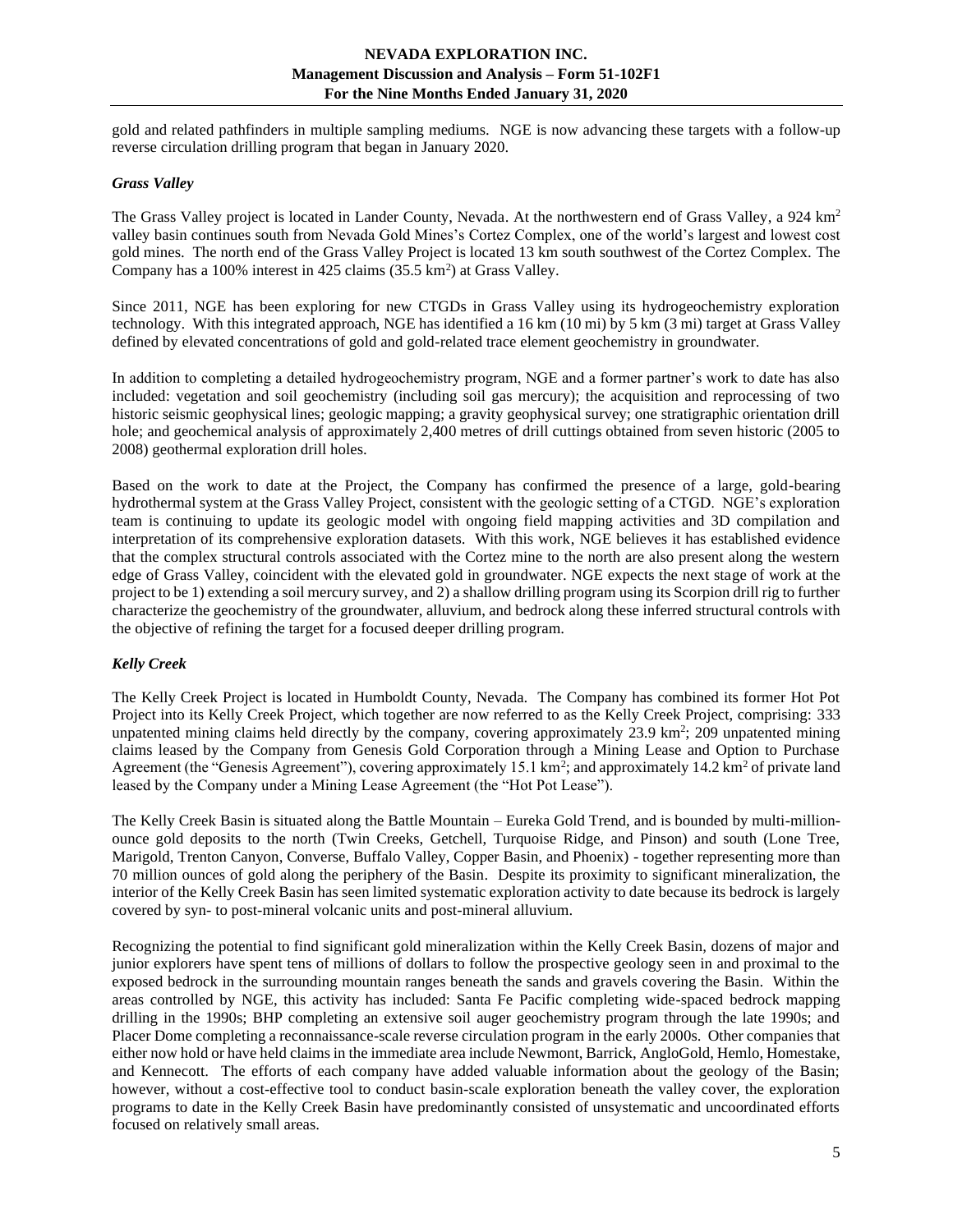gold and related pathfinders in multiple sampling mediums. NGE is now advancing these targets with a follow-up reverse circulation drilling program that began in January 2020.

### *Grass Valley*

The Grass Valley project is located in Lander County, Nevada. At the northwestern end of Grass Valley, a 924 km$^2$ valley basin continues south from Nevada Gold Mines's Cortez Complex, one of the world's largest and lowest cost gold mines. The north end of the Grass Valley Project is located 13 km south southwest of the Cortez Complex. The Company has a 100% interest in 425 claims (35.5 km$^2$) at Grass Valley.

Since 2011, NGE has been exploring for new CTGDs in Grass Valley using its hydrogeochemistry exploration technology. With this integrated approach, NGE has identified a 16 km (10 mi) by 5 km (3 mi) target at Grass Valley defined by elevated concentrations of gold and gold-related trace element geochemistry in groundwater.

In addition to completing a detailed hydrogeochemistry program, NGE and a former partner's work to date has also included: vegetation and soil geochemistry (including soil gas mercury); the acquisition and reprocessing of two historic seismic geophysical lines; geologic mapping; a gravity geophysical survey; one stratigraphic orientation drill hole; and geochemical analysis of approximately 2,400 metres of drill cuttings obtained from seven historic (2005 to 2008) geothermal exploration drill holes.

Based on the work to date at the Project, the Company has confirmed the presence of a large, gold-bearing hydrothermal system at the Grass Valley Project, consistent with the geologic setting of a CTGD. NGE's exploration team is continuing to update its geologic model with ongoing field mapping activities and 3D compilation and interpretation of its comprehensive exploration datasets. With this work, NGE believes it has established evidence that the complex structural controls associated with the Cortez mine to the north are also present along the western edge of Grass Valley, coincident with the elevated gold in groundwater. NGE expects the next stage of work at the project to be 1) extending a soil mercury survey, and 2) a shallow drilling program using its Scorpion drill rig to further characterize the geochemistry of the groundwater, alluvium, and bedrock along these inferred structural controls with the objective of refining the target for a focused deeper drilling program.

### *Kelly Creek*

The Kelly Creek Project is located in Humboldt County, Nevada. The Company has combined its former Hot Pot Project into its Kelly Creek Project, which together are now referred to as the Kelly Creek Project, comprising: 333 unpatented mining claims held directly by the company, covering approximately 23.9 km$^2$; 209 unpatented mining claims leased by the Company from Genesis Gold Corporation through a Mining Lease and Option to Purchase Agreement (the "Genesis Agreement"), covering approximately 15.1 km$^2$; and approximately 14.2 km$^2$ of private land leased by the Company under a Mining Lease Agreement (the "Hot Pot Lease").

The Kelly Creek Basin is situated along the Battle Mountain – Eureka Gold Trend, and is bounded by multi-million-ounce gold deposits to the north (Twin Creeks, Getchell, Turquoise Ridge, and Pinson) and south (Lone Tree, Marigold, Trenton Canyon, Converse, Buffalo Valley, Copper Basin, and Phoenix) - together representing more than 70 million ounces of gold along the periphery of the Basin. Despite its proximity to significant mineralization, the interior of the Kelly Creek Basin has seen limited systematic exploration activity to date because its bedrock is largely covered by syn- to post-mineral volcanic units and post-mineral alluvium.

Recognizing the potential to find significant gold mineralization within the Kelly Creek Basin, dozens of major and junior explorers have spent tens of millions of dollars to follow the prospective geology seen in and proximal to the exposed bedrock in the surrounding mountain ranges beneath the sands and gravels covering the Basin. Within the areas controlled by NGE, this activity has included: Santa Fe Pacific completing wide-spaced bedrock mapping drilling in the 1990s; BHP completing an extensive soil auger geochemistry program through the late 1990s; and Placer Dome completing a reconnaissance-scale reverse circulation program in the early 2000s. Other companies that either now hold or have held claims in the immediate area include Newmont, Barrick, AngloGold, Hemlo, Homestake, and Kennecott. The efforts of each company have added valuable information about the geology of the Basin; however, without a cost-effective tool to conduct basin-scale exploration beneath the valley cover, the exploration programs to date in the Kelly Creek Basin have predominantly consisted of unsystematic and uncoordinated efforts focused on relatively small areas.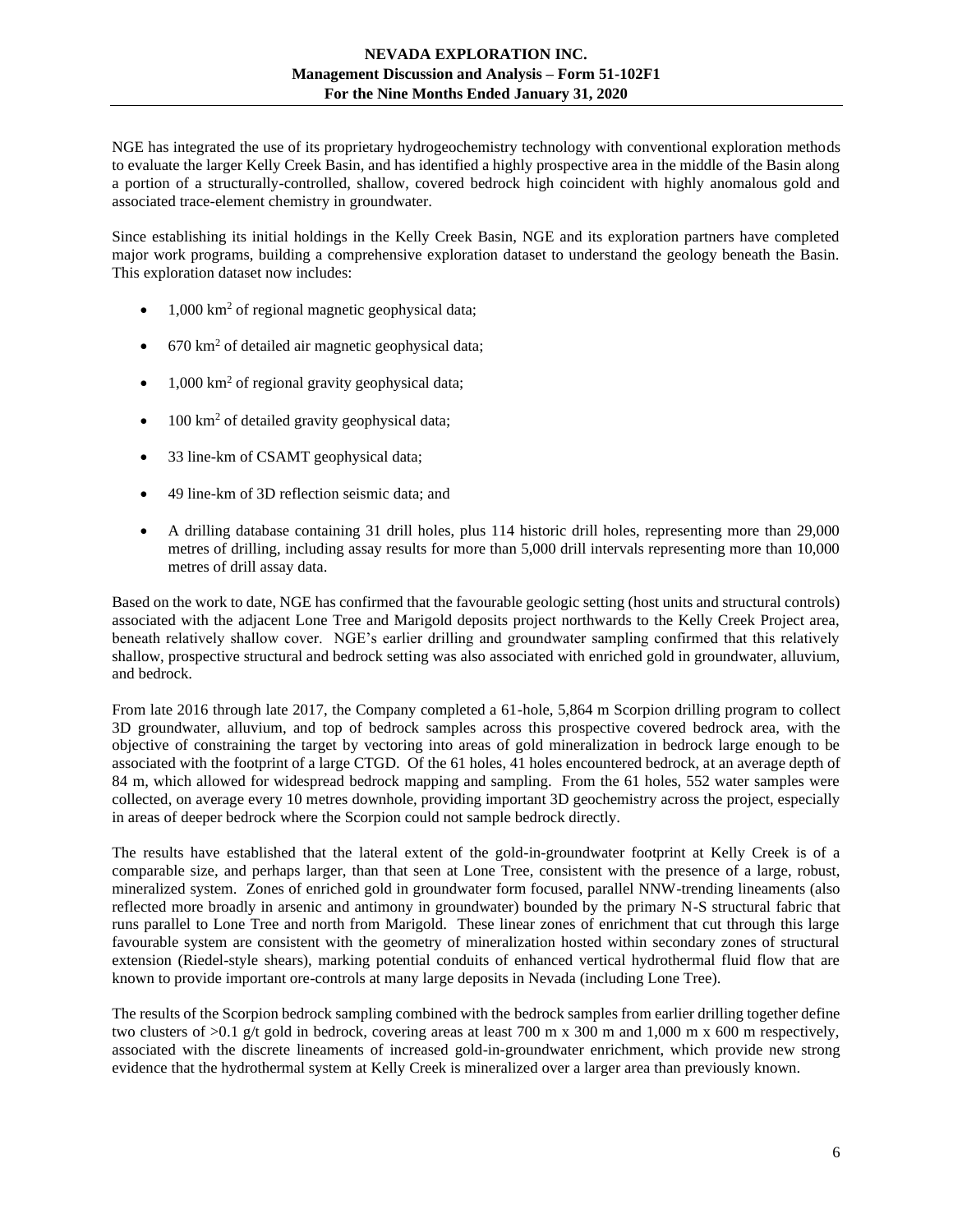NGE has integrated the use of its proprietary hydrogeochemistry technology with conventional exploration methods to evaluate the larger Kelly Creek Basin, and has identified a highly prospective area in the middle of the Basin along a portion of a structurally-controlled, shallow, covered bedrock high coincident with highly anomalous gold and associated trace-element chemistry in groundwater.

Since establishing its initial holdings in the Kelly Creek Basin, NGE and its exploration partners have completed major work programs, building a comprehensive exploration dataset to understand the geology beneath the Basin. This exploration dataset now includes:

- 1,000 $km^2$ of regional magnetic geophysical data;
- 670 $km^2$ of detailed air magnetic geophysical data;
- 1,000 $km^2$ of regional gravity geophysical data;
- 100 $km^2$ of detailed gravity geophysical data;
- 33 line-km of CSAMT geophysical data;
- 49 line-km of 3D reflection seismic data; and
- A drilling database containing 31 drill holes, plus 114 historic drill holes, representing more than 29,000 metres of drilling, including assay results for more than 5,000 drill intervals representing more than 10,000 metres of drill assay data.

Based on the work to date, NGE has confirmed that the favourable geologic setting (host units and structural controls) associated with the adjacent Lone Tree and Marigold deposits project northwards to the Kelly Creek Project area, beneath relatively shallow cover. NGE's earlier drilling and groundwater sampling confirmed that this relatively shallow, prospective structural and bedrock setting was also associated with enriched gold in groundwater, alluvium, and bedrock.

From late 2016 through late 2017, the Company completed a 61-hole, 5,864 m Scorpion drilling program to collect 3D groundwater, alluvium, and top of bedrock samples across this prospective covered bedrock area, with the objective of constraining the target by vectoring into areas of gold mineralization in bedrock large enough to be associated with the footprint of a large CTGD. Of the 61 holes, 41 holes encountered bedrock, at an average depth of 84 m, which allowed for widespread bedrock mapping and sampling. From the 61 holes, 552 water samples were collected, on average every 10 metres downhole, providing important 3D geochemistry across the project, especially in areas of deeper bedrock where the Scorpion could not sample bedrock directly.

The results have established that the lateral extent of the gold-in-groundwater footprint at Kelly Creek is of a comparable size, and perhaps larger, than that seen at Lone Tree, consistent with the presence of a large, robust, mineralized system. Zones of enriched gold in groundwater form focused, parallel NNW-trending lineaments (also reflected more broadly in arsenic and antimony in groundwater) bounded by the primary N-S structural fabric that runs parallel to Lone Tree and north from Marigold. These linear zones of enrichment that cut through this large favourable system are consistent with the geometry of mineralization hosted within secondary zones of structural extension (Riedel-style shears), marking potential conduits of enhanced vertical hydrothermal fluid flow that are known to provide important ore-controls at many large deposits in Nevada (including Lone Tree).

The results of the Scorpion bedrock sampling combined with the bedrock samples from earlier drilling together define two clusters of >0.1 g/t gold in bedrock, covering areas at least 700 m x 300 m and 1,000 m x 600 m respectively, associated with the discrete lineaments of increased gold-in-groundwater enrichment, which provide new strong evidence that the hydrothermal system at Kelly Creek is mineralized over a larger area than previously known.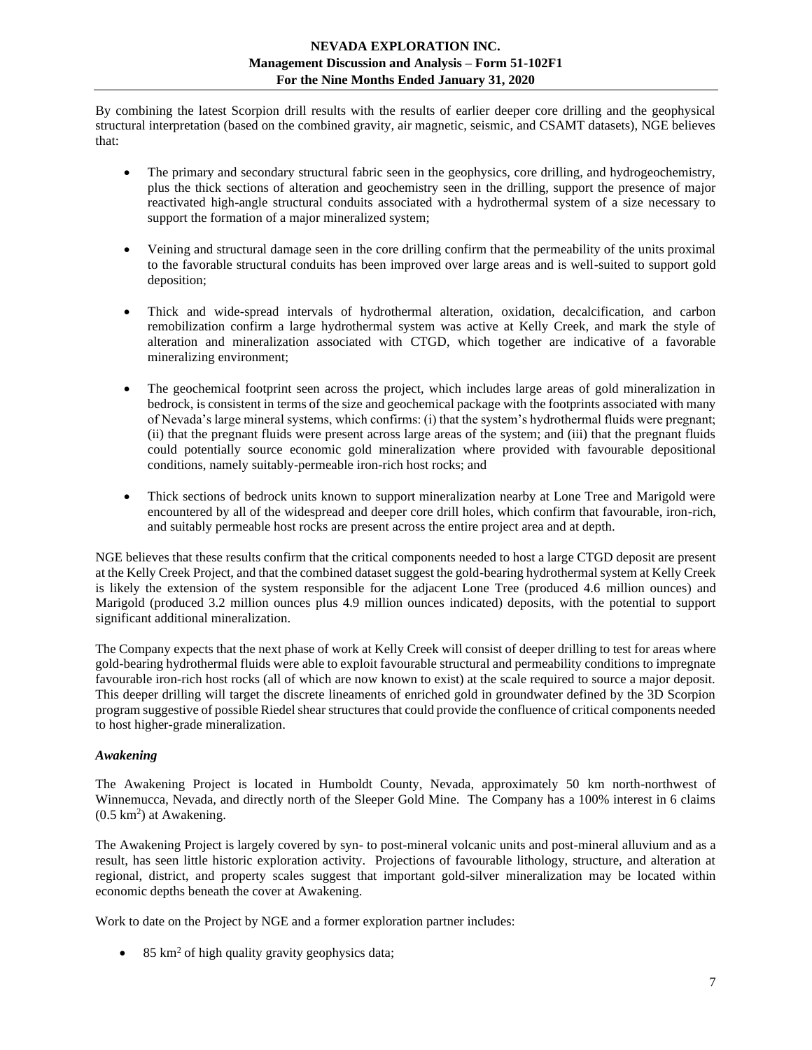By combining the latest Scorpion drill results with the results of earlier deeper core drilling and the geophysical structural interpretation (based on the combined gravity, air magnetic, seismic, and CSAMT datasets), NGE believes that:

- The primary and secondary structural fabric seen in the geophysics, core drilling, and hydrogeochemistry, plus the thick sections of alteration and geochemistry seen in the drilling, support the presence of major reactivated high-angle structural conduits associated with a hydrothermal system of a size necessary to support the formation of a major mineralized system;

- Veining and structural damage seen in the core drilling confirm that the permeability of the units proximal to the favorable structural conduits has been improved over large areas and is well-suited to support gold deposition;

- Thick and wide-spread intervals of hydrothermal alteration, oxidation, decalcification, and carbon remobilization confirm a large hydrothermal system was active at Kelly Creek, and mark the style of alteration and mineralization associated with CTGD, which together are indicative of a favorable mineralizing environment;

- The geochemical footprint seen across the project, which includes large areas of gold mineralization in bedrock, is consistent in terms of the size and geochemical package with the footprints associated with many of Nevada's large mineral systems, which confirms: (i) that the system's hydrothermal fluids were pregnant; (ii) that the pregnant fluids were present across large areas of the system; and (iii) that the pregnant fluids could potentially source economic gold mineralization where provided with favourable depositional conditions, namely suitably-permeable iron-rich host rocks; and

- Thick sections of bedrock units known to support mineralization nearby at Lone Tree and Marigold were encountered by all of the widespread and deeper core drill holes, which confirm that favourable, iron-rich, and suitably permeable host rocks are present across the entire project area and at depth.

NGE believes that these results confirm that the critical components needed to host a large CTGD deposit are present at the Kelly Creek Project, and that the combined dataset suggest the gold-bearing hydrothermal system at Kelly Creek is likely the extension of the system responsible for the adjacent Lone Tree (produced 4.6 million ounces) and Marigold (produced 3.2 million ounces plus 4.9 million ounces indicated) deposits, with the potential to support significant additional mineralization.

The Company expects that the next phase of work at Kelly Creek will consist of deeper drilling to test for areas where gold-bearing hydrothermal fluids were able to exploit favourable structural and permeability conditions to impregnate favourable iron-rich host rocks (all of which are now known to exist) at the scale required to source a major deposit. This deeper drilling will target the discrete lineaments of enriched gold in groundwater defined by the 3D Scorpion program suggestive of possible Riedel shear structures that could provide the confluence of critical components needed to host higher-grade mineralization.

### *Awakening*

The Awakening Project is located in Humboldt County, Nevada, approximately 50 km north-northwest of Winnemucca, Nevada, and directly north of the Sleeper Gold Mine. The Company has a 100% interest in 6 claims (0.5 km$^2$) at Awakening.

The Awakening Project is largely covered by syn- to post-mineral volcanic units and post-mineral alluvium and as a result, has seen little historic exploration activity. Projections of favourable lithology, structure, and alteration at regional, district, and property scales suggest that important gold-silver mineralization may be located within economic depths beneath the cover at Awakening.

Work to date on the Project by NGE and a former exploration partner includes:

- 85 km$^2$ of high quality gravity geophysics data;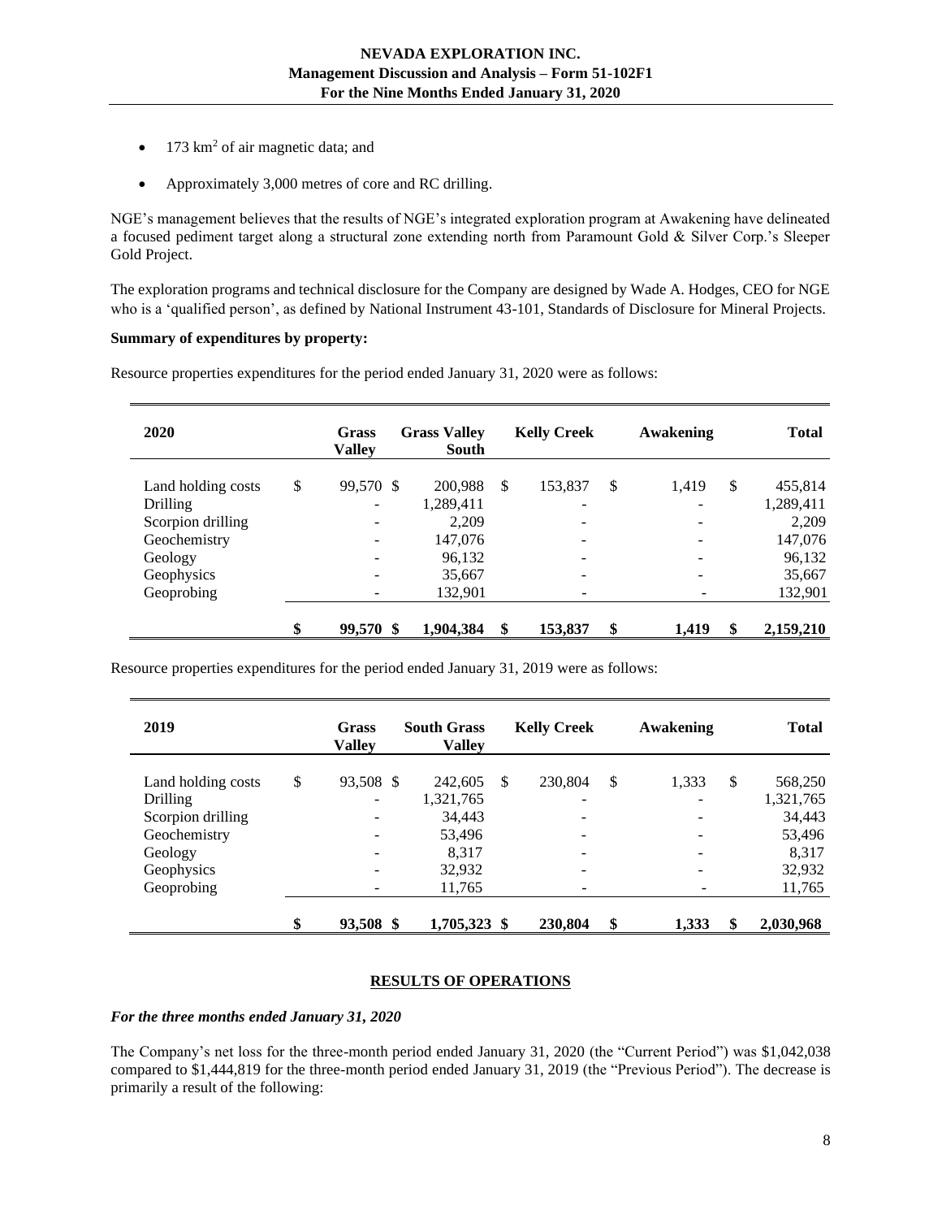- 173 km$^2$ of air magnetic data; and
- Approximately 3,000 metres of core and RC drilling.

NGE's management believes that the results of NGE's integrated exploration program at Awakening have delineated a focused pediment target along a structural zone extending north from Paramount Gold & Silver Corp.'s Sleeper Gold Project.

The exploration programs and technical disclosure for the Company are designed by Wade A. Hodges, CEO for NGE who is a 'qualified person', as defined by National Instrument 43-101, Standards of Disclosure for Mineral Projects.

**Summary of expenditures by property:**

Resource properties expenditures for the period ended January 31, 2020 were as follows:

| 2020 | Grass Valley | Grass Valley South | Kelly Creek | Awakening | Total |
|---|---|---|---|---|---|
| Land holding costs | $ 99,570 | $ 200,988 | $ 153,837 | $ 1,419 | $ 455,814 |
| Drilling | - | 1,289,411 | - | - | 1,289,411 |
| Scorpion drilling | - | 2,209 | - | - | 2,209 |
| Geochemistry | - | 147,076 | - | - | 147,076 |
| Geology | - | 96,132 | - | - | 96,132 |
| Geophysics | - | 35,667 | - | - | 35,667 |
| Geoprobing | - | 132,901 | - | - | 132,901 |
| | **$ 99,570** | **$ 1,904,384** | **$ 153,837** | **$ 1,419** | **$ 2,159,210** |

Resource properties expenditures for the period ended January 31, 2019 were as follows:

| 2019 | Grass Valley | South Grass Valley | Kelly Creek | Awakening | Total |
|---|---|---|---|---|---|
| Land holding costs | $ 93,508 | $ 242,605 | $ 230,804 | $ 1,333 | $ 568,250 |
| Drilling | - | 1,321,765 | - | - | 1,321,765 |
| Scorpion drilling | - | 34,443 | - | - | 34,443 |
| Geochemistry | - | 53,496 | - | - | 53,496 |
| Geology | - | 8,317 | - | - | 8,317 |
| Geophysics | - | 32,932 | - | - | 32,932 |
| Geoprobing | - | 11,765 | - | - | 11,765 |
| | **$ 93,508** | **$ 1,705,323** | **$ 230,804** | **$ 1,333** | **$ 2,030,968** |

## RESULTS OF OPERATIONS

### *For the three months ended January 31, 2020*

The Company's net loss for the three-month period ended January 31, 2020 (the "Current Period") was $1,042,038 compared to $1,444,819 for the three-month period ended January 31, 2019 (the "Previous Period"). The decrease is primarily a result of the following: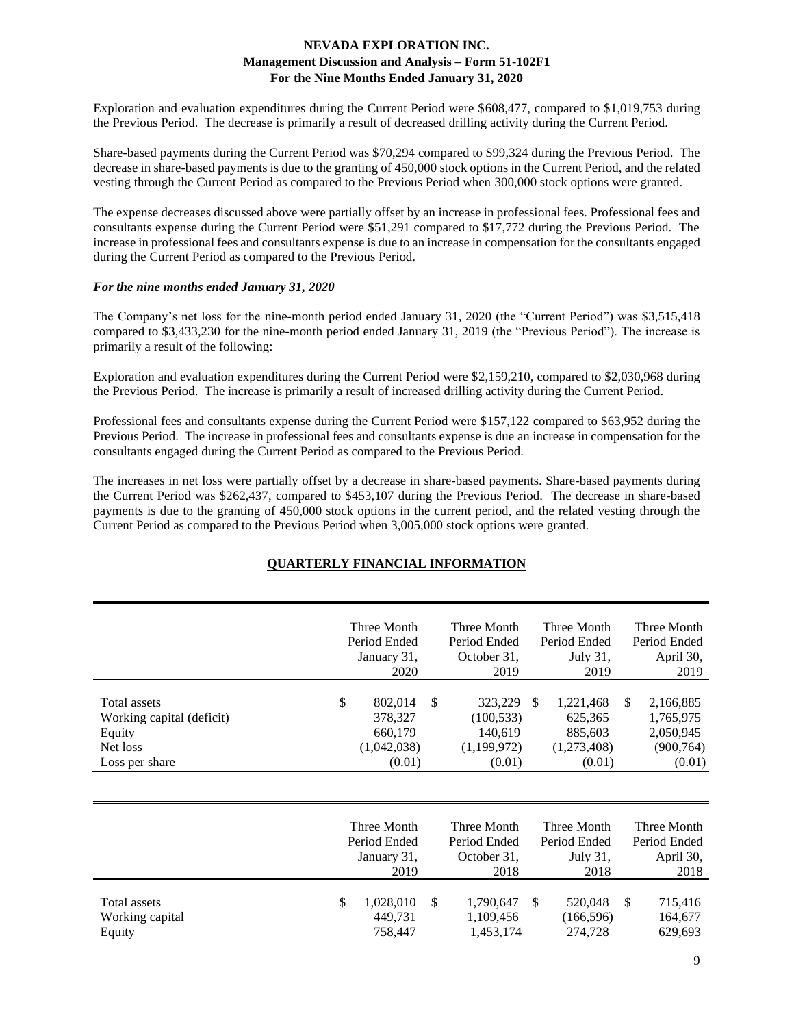Exploration and evaluation expenditures during the Current Period were $608,477, compared to $1,019,753 during the Previous Period. The decrease is primarily a result of decreased drilling activity during the Current Period.

Share-based payments during the Current Period was $70,294 compared to $99,324 during the Previous Period. The decrease in share-based payments is due to the granting of 450,000 stock options in the Current Period, and the related vesting through the Current Period as compared to the Previous Period when 300,000 stock options were granted.

The expense decreases discussed above were partially offset by an increase in professional fees. Professional fees and consultants expense during the Current Period were $51,291 compared to $17,772 during the Previous Period. The increase in professional fees and consultants expense is due to an increase in compensation for the consultants engaged during the Current Period as compared to the Previous Period.

***For the nine months ended January 31, 2020***

The Company's net loss for the nine-month period ended January 31, 2020 (the "Current Period") was $3,515,418 compared to $3,433,230 for the nine-month period ended January 31, 2019 (the "Previous Period"). The increase is primarily a result of the following:

Exploration and evaluation expenditures during the Current Period were $2,159,210, compared to $2,030,968 during the Previous Period. The increase is primarily a result of increased drilling activity during the Current Period.

Professional fees and consultants expense during the Current Period were $157,122 compared to $63,952 during the Previous Period. The increase in professional fees and consultants expense is due an increase in compensation for the consultants engaged during the Current Period as compared to the Previous Period.

The increases in net loss were partially offset by a decrease in share-based payments. Share-based payments during the Current Period was $262,437, compared to $453,107 during the Previous Period. The decrease in share-based payments is due to the granting of 450,000 stock options in the current period, and the related vesting through the Current Period as compared to the Previous Period when 3,005,000 stock options were granted.

## QUARTERLY FINANCIAL INFORMATION

| | Three Month Period Ended January 31, 2020 | Three Month Period Ended October 31, 2019 | Three Month Period Ended July 31, 2019 | Three Month Period Ended April 30, 2019 |
|---|---|---|---|---|
| Total assets | $ 802,014 | $ 323,229 | $ 1,221,468 | $ 2,166,885 |
| Working capital (deficit) | 378,327 | (100,533) | 625,365 | 1,765,975 |
| Equity | 660,179 | 140,619 | 885,603 | 2,050,945 |
| Net loss | (1,042,038) | (1,199,972) | (1,273,408) | (900,764) |
| Loss per share | (0.01) | (0.01) | (0.01) | (0.01) |

| | Three Month Period Ended January 31, 2019 | Three Month Period Ended October 31, 2018 | Three Month Period Ended July 31, 2018 | Three Month Period Ended April 30, 2018 |
|---|---|---|---|---|
| Total assets | $ 1,028,010 | $ 1,790,647 | $ 520,048 | $ 715,416 |
| Working capital | 449,731 | 1,109,456 | (166,596) | 164,677 |
| Equity | 758,447 | 1,453,174 | 274,728 | 629,693 |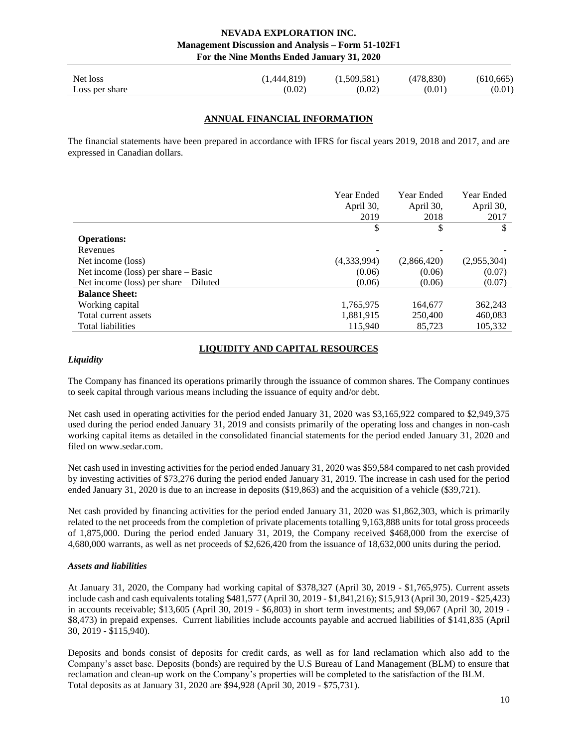| Net loss | (1,444,819) | (1,509,581) | (478,830) | (610,665) |
|---|---|---|---|---|
| Loss per share | (0.02) | (0.02) | (0.01) | (0.01) |

## ANNUAL FINANCIAL INFORMATION

The financial statements have been prepared in accordance with IFRS for fiscal years 2019, 2018 and 2017, and are expressed in Canadian dollars.

| | Year Ended April 30, 2019 | Year Ended April 30, 2018 | Year Ended April 30, 2017 |
|---|---|---|---|
| | $ | $ | $ |
| **Operations:** | | | |
| Revenues | - | - | - |
| Net income (loss) | (4,333,994) | (2,866,420) | (2,955,304) |
| Net income (loss) per share – Basic | (0.06) | (0.06) | (0.07) |
| Net income (loss) per share – Diluted | (0.06) | (0.06) | (0.07) |
| **Balance Sheet:** | | | |
| Working capital | 1,765,975 | 164,677 | 362,243 |
| Total current assets | 1,881,915 | 250,400 | 460,083 |
| Total liabilities | 115,940 | 85,723 | 105,332 |

## LIQUIDITY AND CAPITAL RESOURCES

### *Liquidity*

The Company has financed its operations primarily through the issuance of common shares. The Company continues to seek capital through various means including the issuance of equity and/or debt.

Net cash used in operating activities for the period ended January 31, 2020 was $3,165,922 compared to $2,949,375 used during the period ended January 31, 2019 and consists primarily of the operating loss and changes in non-cash working capital items as detailed in the consolidated financial statements for the period ended January 31, 2020 and filed on www.sedar.com.

Net cash used in investing activities for the period ended January 31, 2020 was $59,584 compared to net cash provided by investing activities of $73,276 during the period ended January 31, 2019. The increase in cash used for the period ended January 31, 2020 is due to an increase in deposits ($19,863) and the acquisition of a vehicle ($39,721).

Net cash provided by financing activities for the period ended January 31, 2020 was $1,862,303, which is primarily related to the net proceeds from the completion of private placements totalling 9,163,888 units for total gross proceeds of 1,875,000. During the period ended January 31, 2019, the Company received $468,000 from the exercise of 4,680,000 warrants, as well as net proceeds of $2,626,420 from the issuance of 18,632,000 units during the period.

### *Assets and liabilities*

At January 31, 2020, the Company had working capital of $378,327 (April 30, 2019 - $1,765,975). Current assets include cash and cash equivalents totaling $481,577 (April 30, 2019 - $1,841,216); $15,913 (April 30, 2019 - $25,423) in accounts receivable; $13,605 (April 30, 2019 - $6,803) in short term investments; and $9,067 (April 30, 2019 - $8,473) in prepaid expenses. Current liabilities include accounts payable and accrued liabilities of $141,835 (April 30, 2019 - $115,940).

Deposits and bonds consist of deposits for credit cards, as well as for land reclamation which also add to the Company's asset base. Deposits (bonds) are required by the U.S Bureau of Land Management (BLM) to ensure that reclamation and clean-up work on the Company's properties will be completed to the satisfaction of the BLM.
Total deposits as at January 31, 2020 are $94,928 (April 30, 2019 - $75,731).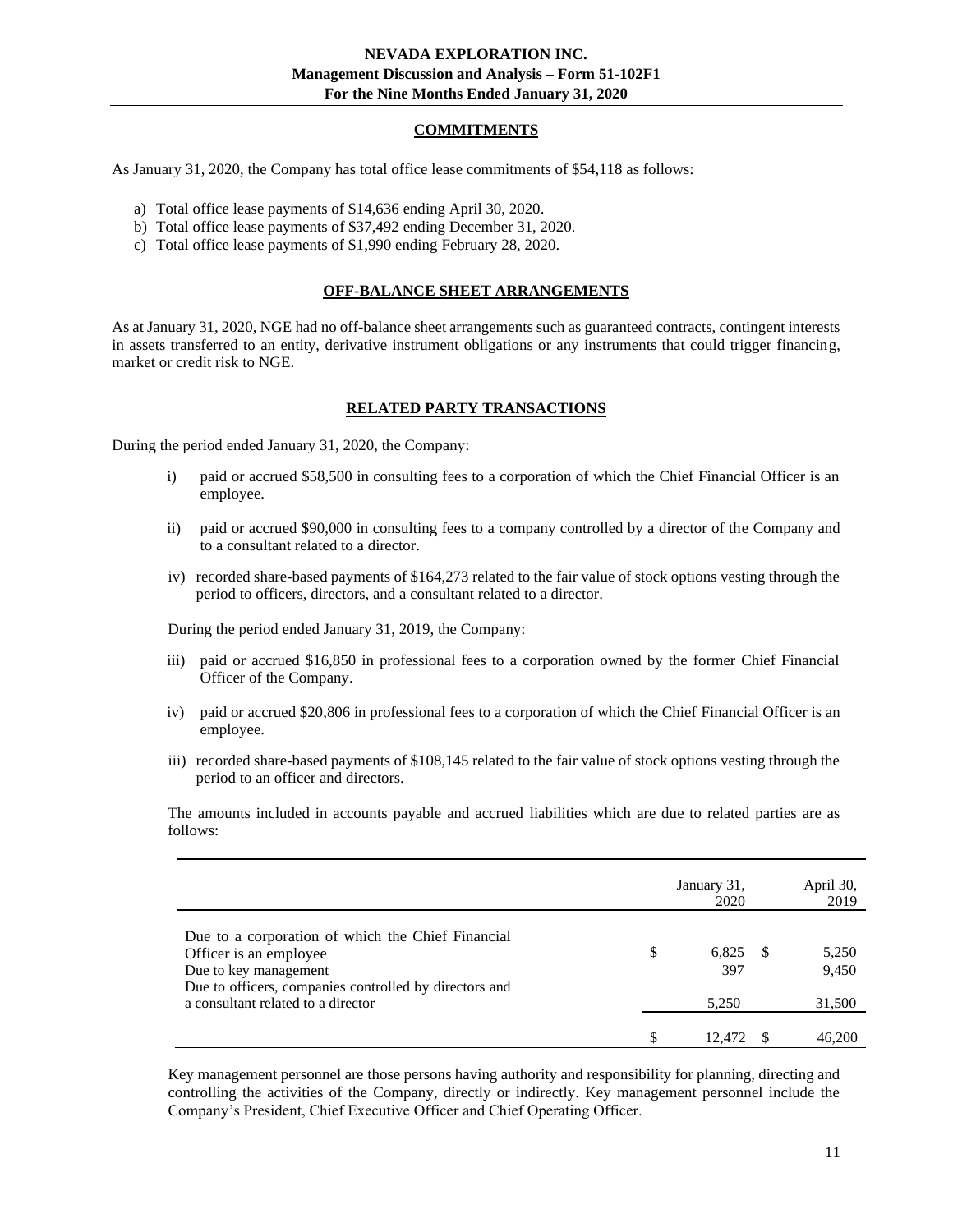## COMMITMENTS

As January 31, 2020, the Company has total office lease commitments of $54,118 as follows:

a) Total office lease payments of $14,636 ending April 30, 2020.
b) Total office lease payments of $37,492 ending December 31, 2020.
c) Total office lease payments of $1,990 ending February 28, 2020.

## OFF-BALANCE SHEET ARRANGEMENTS

As at January 31, 2020, NGE had no off-balance sheet arrangements such as guaranteed contracts, contingent interests in assets transferred to an entity, derivative instrument obligations or any instruments that could trigger financing, market or credit risk to NGE.

## RELATED PARTY TRANSACTIONS

During the period ended January 31, 2020, the Company:

i) paid or accrued $58,500 in consulting fees to a corporation of which the Chief Financial Officer is an employee.

ii) paid or accrued $90,000 in consulting fees to a company controlled by a director of the Company and to a consultant related to a director.

iv) recorded share-based payments of $164,273 related to the fair value of stock options vesting through the period to officers, directors, and a consultant related to a director.

During the period ended January 31, 2019, the Company:

iii) paid or accrued $16,850 in professional fees to a corporation owned by the former Chief Financial Officer of the Company.

iv) paid or accrued $20,806 in professional fees to a corporation of which the Chief Financial Officer is an employee.

iii) recorded share-based payments of $108,145 related to the fair value of stock options vesting through the period to an officer and directors.

The amounts included in accounts payable and accrued liabilities which are due to related parties are as follows:

| | January 31, 2020 | April 30, 2019 |
|---|---|---|
| Due to a corporation of which the Chief Financial Officer is an employee | $ 6,825 | $ 5,250 |
| Due to key management | 397 | 9,450 |
| Due to officers, companies controlled by directors and a consultant related to a director | 5,250 | 31,500 |
| | $ 12,472 | $ 46,200 |

Key management personnel are those persons having authority and responsibility for planning, directing and controlling the activities of the Company, directly or indirectly. Key management personnel include the Company's President, Chief Executive Officer and Chief Operating Officer.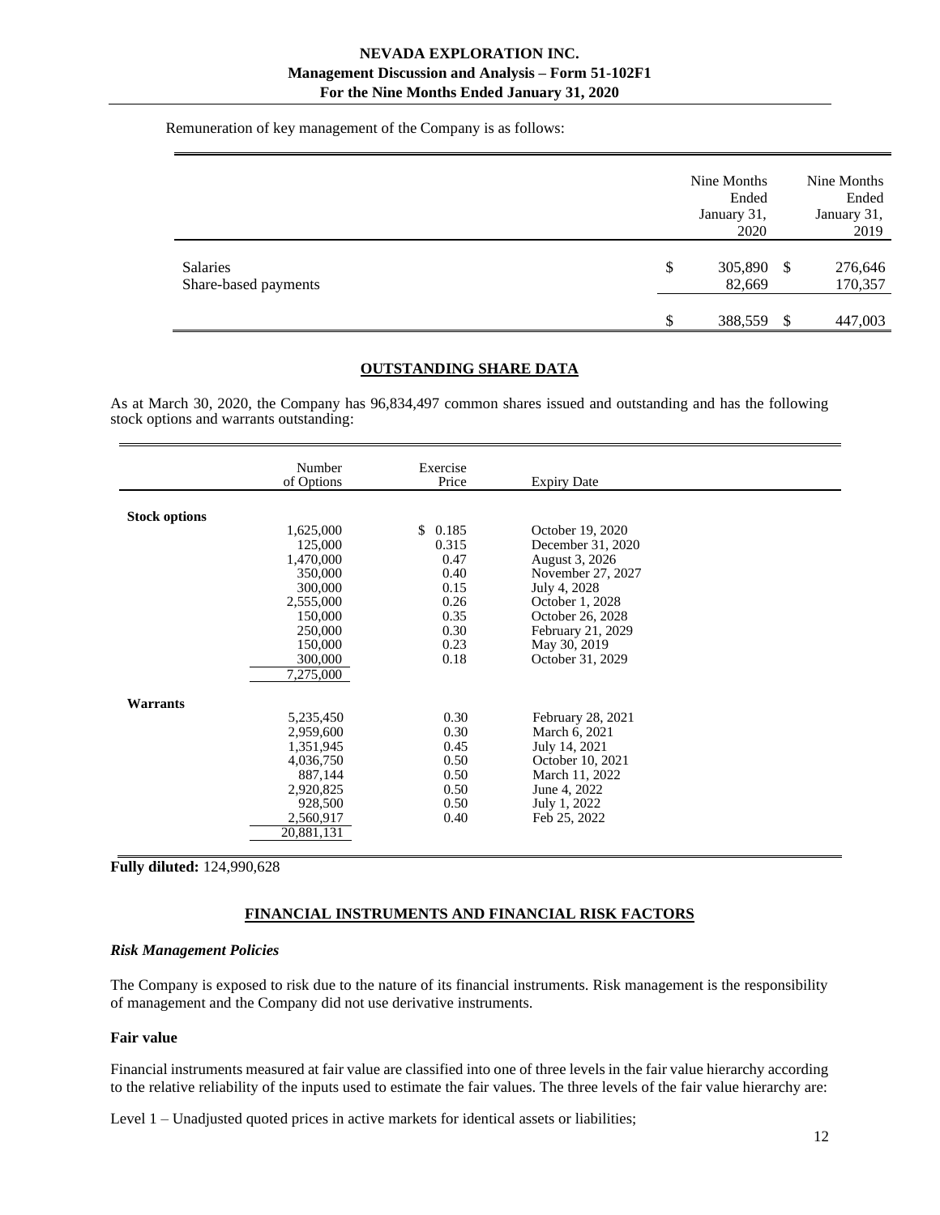Remuneration of key management of the Company is as follows:

| | Nine Months Ended January 31, 2020 | Nine Months Ended January 31, 2019 |
|---|---|---|
| Salaries | $ 305,890 | $ 276,646 |
| Share-based payments | 82,669 | 170,357 |
| | $ 388,559 | $ 447,003 |

## OUTSTANDING SHARE DATA

As at March 30, 2020, the Company has 96,834,497 common shares issued and outstanding and has the following stock options and warrants outstanding:

| | Number of Options | Exercise Price | Expiry Date |
|---|---|---|---|
| **Stock options** | | | |
| | 1,625,000 | $ 0.185 | October 19, 2020 |
| | 125,000 | 0.315 | December 31, 2020 |
| | 1,470,000 | 0.47 | August 3, 2026 |
| | 350,000 | 0.40 | November 27, 2027 |
| | 300,000 | 0.15 | July 4, 2028 |
| | 2,555,000 | 0.26 | October 1, 2028 |
| | 150,000 | 0.35 | October 26, 2028 |
| | 250,000 | 0.30 | February 21, 2029 |
| | 150,000 | 0.23 | May 30, 2019 |
| | 300,000 | 0.18 | October 31, 2029 |
| | 7,275,000 | | |
| **Warrants** | | | |
| | 5,235,450 | 0.30 | February 28, 2021 |
| | 2,959,600 | 0.30 | March 6, 2021 |
| | 1,351,945 | 0.45 | July 14, 2021 |
| | 4,036,750 | 0.50 | October 10, 2021 |
| | 887,144 | 0.50 | March 11, 2022 |
| | 2,920,825 | 0.50 | June 4, 2022 |
| | 928,500 | 0.50 | July 1, 2022 |
| | 2,560,917 | 0.40 | Feb 25, 2022 |
| | 20,881,131 | | |

**Fully diluted:** 124,990,628

## FINANCIAL INSTRUMENTS AND FINANCIAL RISK FACTORS

### *Risk Management Policies*

The Company is exposed to risk due to the nature of its financial instruments. Risk management is the responsibility of management and the Company did not use derivative instruments.

### Fair value

Financial instruments measured at fair value are classified into one of three levels in the fair value hierarchy according to the relative reliability of the inputs used to estimate the fair values. The three levels of the fair value hierarchy are:

Level 1 – Unadjusted quoted prices in active markets for identical assets or liabilities;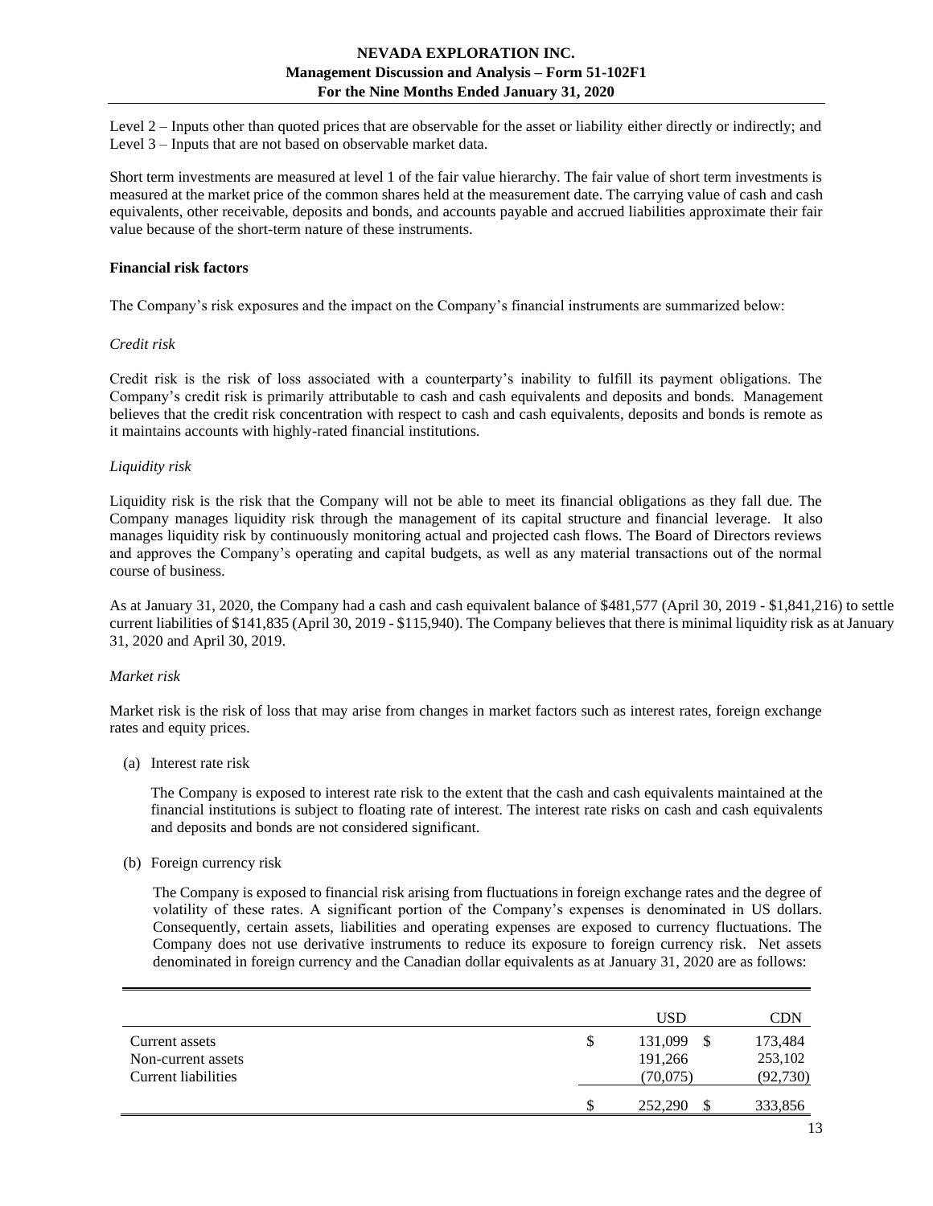Level 2 – Inputs other than quoted prices that are observable for the asset or liability either directly or indirectly; and
Level 3 – Inputs that are not based on observable market data.

Short term investments are measured at level 1 of the fair value hierarchy. The fair value of short term investments is measured at the market price of the common shares held at the measurement date. The carrying value of cash and cash equivalents, other receivable, deposits and bonds, and accounts payable and accrued liabilities approximate their fair value because of the short-term nature of these instruments.

**Financial risk factors**

The Company's risk exposures and the impact on the Company's financial instruments are summarized below:

*Credit risk*

Credit risk is the risk of loss associated with a counterparty's inability to fulfill its payment obligations. The Company's credit risk is primarily attributable to cash and cash equivalents and deposits and bonds. Management believes that the credit risk concentration with respect to cash and cash equivalents, deposits and bonds is remote as it maintains accounts with highly-rated financial institutions.

*Liquidity risk*

Liquidity risk is the risk that the Company will not be able to meet its financial obligations as they fall due. The Company manages liquidity risk through the management of its capital structure and financial leverage. It also manages liquidity risk by continuously monitoring actual and projected cash flows. The Board of Directors reviews and approves the Company's operating and capital budgets, as well as any material transactions out of the normal course of business.

As at January 31, 2020, the Company had a cash and cash equivalent balance of $481,577 (April 30, 2019 - $1,841,216) to settle current liabilities of $141,835 (April 30, 2019 - $115,940). The Company believes that there is minimal liquidity risk as at January 31, 2020 and April 30, 2019.

*Market risk*

Market risk is the risk of loss that may arise from changes in market factors such as interest rates, foreign exchange rates and equity prices.

(a) Interest rate risk

The Company is exposed to interest rate risk to the extent that the cash and cash equivalents maintained at the financial institutions is subject to floating rate of interest. The interest rate risks on cash and cash equivalents and deposits and bonds are not considered significant.

(b) Foreign currency risk

The Company is exposed to financial risk arising from fluctuations in foreign exchange rates and the degree of volatility of these rates. A significant portion of the Company's expenses is denominated in US dollars. Consequently, certain assets, liabilities and operating expenses are exposed to currency fluctuations. The Company does not use derivative instruments to reduce its exposure to foreign currency risk. Net assets denominated in foreign currency and the Canadian dollar equivalents as at January 31, 2020 are as follows:

| | USD | CDN |
|---|---|---|
| Current assets | $ 131,099 | $ 173,484 |
| Non-current assets | 191,266 | 253,102 |
| Current liabilities | (70,075) | (92,730) |
| | $ 252,290 | $ 333,856 |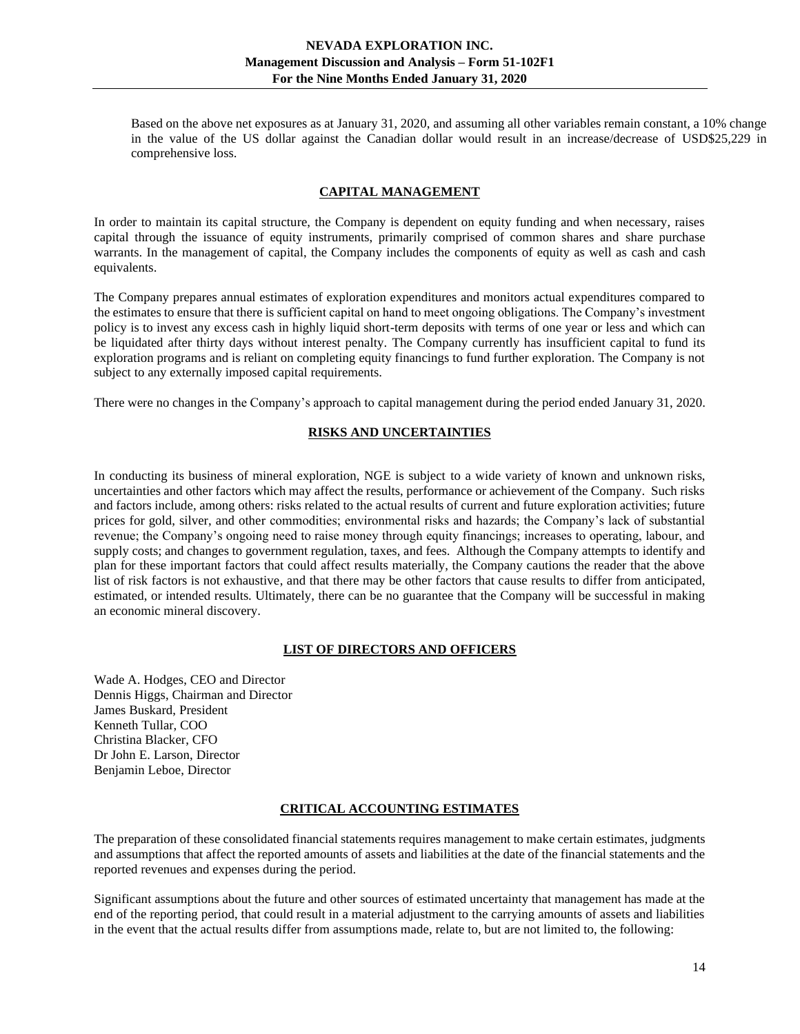Based on the above net exposures as at January 31, 2020, and assuming all other variables remain constant, a 10% change in the value of the US dollar against the Canadian dollar would result in an increase/decrease of USD$25,229 in comprehensive loss.

## CAPITAL MANAGEMENT

In order to maintain its capital structure, the Company is dependent on equity funding and when necessary, raises capital through the issuance of equity instruments, primarily comprised of common shares and share purchase warrants. In the management of capital, the Company includes the components of equity as well as cash and cash equivalents.

The Company prepares annual estimates of exploration expenditures and monitors actual expenditures compared to the estimates to ensure that there is sufficient capital on hand to meet ongoing obligations. The Company's investment policy is to invest any excess cash in highly liquid short-term deposits with terms of one year or less and which can be liquidated after thirty days without interest penalty. The Company currently has insufficient capital to fund its exploration programs and is reliant on completing equity financings to fund further exploration. The Company is not subject to any externally imposed capital requirements.

There were no changes in the Company's approach to capital management during the period ended January 31, 2020.

## RISKS AND UNCERTAINTIES

In conducting its business of mineral exploration, NGE is subject to a wide variety of known and unknown risks, uncertainties and other factors which may affect the results, performance or achievement of the Company. Such risks and factors include, among others: risks related to the actual results of current and future exploration activities; future prices for gold, silver, and other commodities; environmental risks and hazards; the Company's lack of substantial revenue; the Company's ongoing need to raise money through equity financings; increases to operating, labour, and supply costs; and changes to government regulation, taxes, and fees. Although the Company attempts to identify and plan for these important factors that could affect results materially, the Company cautions the reader that the above list of risk factors is not exhaustive, and that there may be other factors that cause results to differ from anticipated, estimated, or intended results. Ultimately, there can be no guarantee that the Company will be successful in making an economic mineral discovery.

## LIST OF DIRECTORS AND OFFICERS

Wade A. Hodges, CEO and Director
Dennis Higgs, Chairman and Director
James Buskard, President
Kenneth Tullar, COO
Christina Blacker, CFO
Dr John E. Larson, Director
Benjamin Leboe, Director

## CRITICAL ACCOUNTING ESTIMATES

The preparation of these consolidated financial statements requires management to make certain estimates, judgments and assumptions that affect the reported amounts of assets and liabilities at the date of the financial statements and the reported revenues and expenses during the period.

Significant assumptions about the future and other sources of estimated uncertainty that management has made at the end of the reporting period, that could result in a material adjustment to the carrying amounts of assets and liabilities in the event that the actual results differ from assumptions made, relate to, but are not limited to, the following: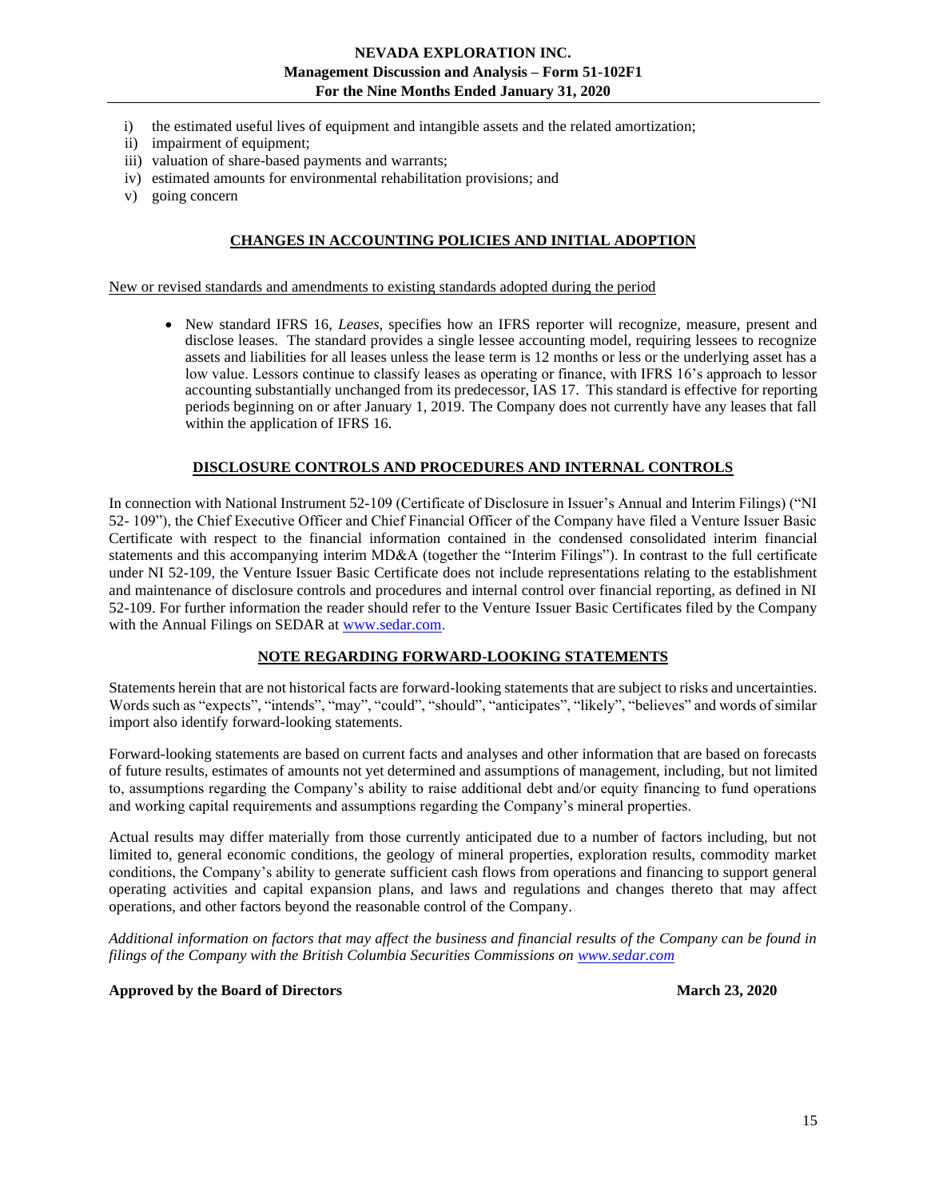i) the estimated useful lives of equipment and intangible assets and the related amortization;
ii) impairment of equipment;
iii) valuation of share-based payments and warrants;
iv) estimated amounts for environmental rehabilitation provisions; and
v) going concern

## CHANGES IN ACCOUNTING POLICIES AND INITIAL ADOPTION

New or revised standards and amendments to existing standards adopted during the period

- New standard IFRS 16, *Leases*, specifies how an IFRS reporter will recognize, measure, present and disclose leases. The standard provides a single lessee accounting model, requiring lessees to recognize assets and liabilities for all leases unless the lease term is 12 months or less or the underlying asset has a low value. Lessors continue to classify leases as operating or finance, with IFRS 16's approach to lessor accounting substantially unchanged from its predecessor, IAS 17. This standard is effective for reporting periods beginning on or after January 1, 2019. The Company does not currently have any leases that fall within the application of IFRS 16.

## DISCLOSURE CONTROLS AND PROCEDURES AND INTERNAL CONTROLS

In connection with National Instrument 52-109 (Certificate of Disclosure in Issuer's Annual and Interim Filings) ("NI 52- 109"), the Chief Executive Officer and Chief Financial Officer of the Company have filed a Venture Issuer Basic Certificate with respect to the financial information contained in the condensed consolidated interim financial statements and this accompanying interim MD&A (together the "Interim Filings"). In contrast to the full certificate under NI 52-109, the Venture Issuer Basic Certificate does not include representations relating to the establishment and maintenance of disclosure controls and procedures and internal control over financial reporting, as defined in NI 52-109. For further information the reader should refer to the Venture Issuer Basic Certificates filed by the Company with the Annual Filings on SEDAR at www.sedar.com.

## NOTE REGARDING FORWARD-LOOKING STATEMENTS

Statements herein that are not historical facts are forward-looking statements that are subject to risks and uncertainties. Words such as "expects", "intends", "may", "could", "should", "anticipates", "likely", "believes" and words of similar import also identify forward-looking statements.

Forward-looking statements are based on current facts and analyses and other information that are based on forecasts of future results, estimates of amounts not yet determined and assumptions of management, including, but not limited to, assumptions regarding the Company's ability to raise additional debt and/or equity financing to fund operations and working capital requirements and assumptions regarding the Company's mineral properties.

Actual results may differ materially from those currently anticipated due to a number of factors including, but not limited to, general economic conditions, the geology of mineral properties, exploration results, commodity market conditions, the Company's ability to generate sufficient cash flows from operations and financing to support general operating activities and capital expansion plans, and laws and regulations and changes thereto that may affect operations, and other factors beyond the reasonable control of the Company.

*Additional information on factors that may affect the business and financial results of the Company can be found in filings of the Company with the British Columbia Securities Commissions on www.sedar.com*

**Approved by the Board of Directors** **March 23, 2020**